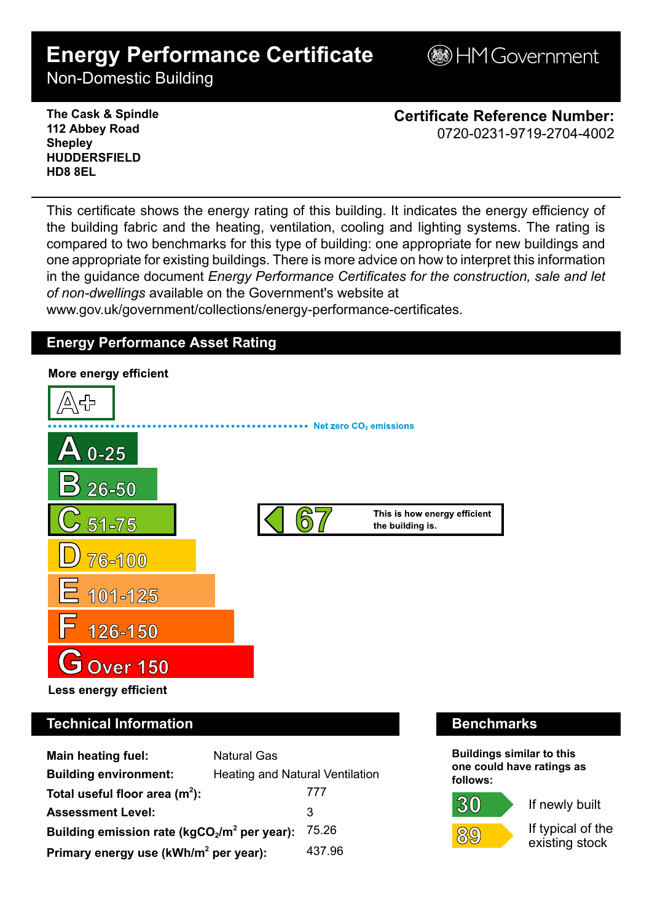# Energy Performance Certificate

Non-Domestic Building

HM Government

**The Cask & Spindle**
**112 Abbey Road**
**Shepley**
**HUDDERSFIELD**
**HD8 8EL**

**Certificate Reference Number:**
0720-0231-9719-2704-4002

This certificate shows the energy rating of this building. It indicates the energy efficiency of the building fabric and the heating, ventilation, cooling and lighting systems. The rating is compared to two benchmarks for this type of building: one appropriate for new buildings and one appropriate for existing buildings. There is more advice on how to interpret this information in the guidance document *Energy Performance Certificates for the construction, sale and let of non-dwellings* available on the Government's website at www.gov.uk/government/collections/energy-performance-certificates.

## Energy Performance Asset Rating

**More energy efficient**

A+

Net zero $CO_2$ emissions

- A 0-25
- B 26-50
- C 51-75
- D 76-100
- E 101-125
- F 126-150
- G Over 150

**67** — This is how energy efficient the building is.

**Less energy efficient**

## Technical Information

| | |
|---|---|
| **Main heating fuel:** | Natural Gas |
| **Building environment:** | Heating and Natural Ventilation |
| **Total useful floor area ($m^2$):** | 777 |
| **Assessment Level:** | 3 |
| **Building emission rate ($kgCO_2/m^2$ per year):** | 75.26 |
| **Primary energy use ($kWh/m^2$ per year):** | 437.96 |

## Benchmarks

**Buildings similar to this one could have ratings as follows:**

- **30** — If newly built
- **89** — If typical of the existing stock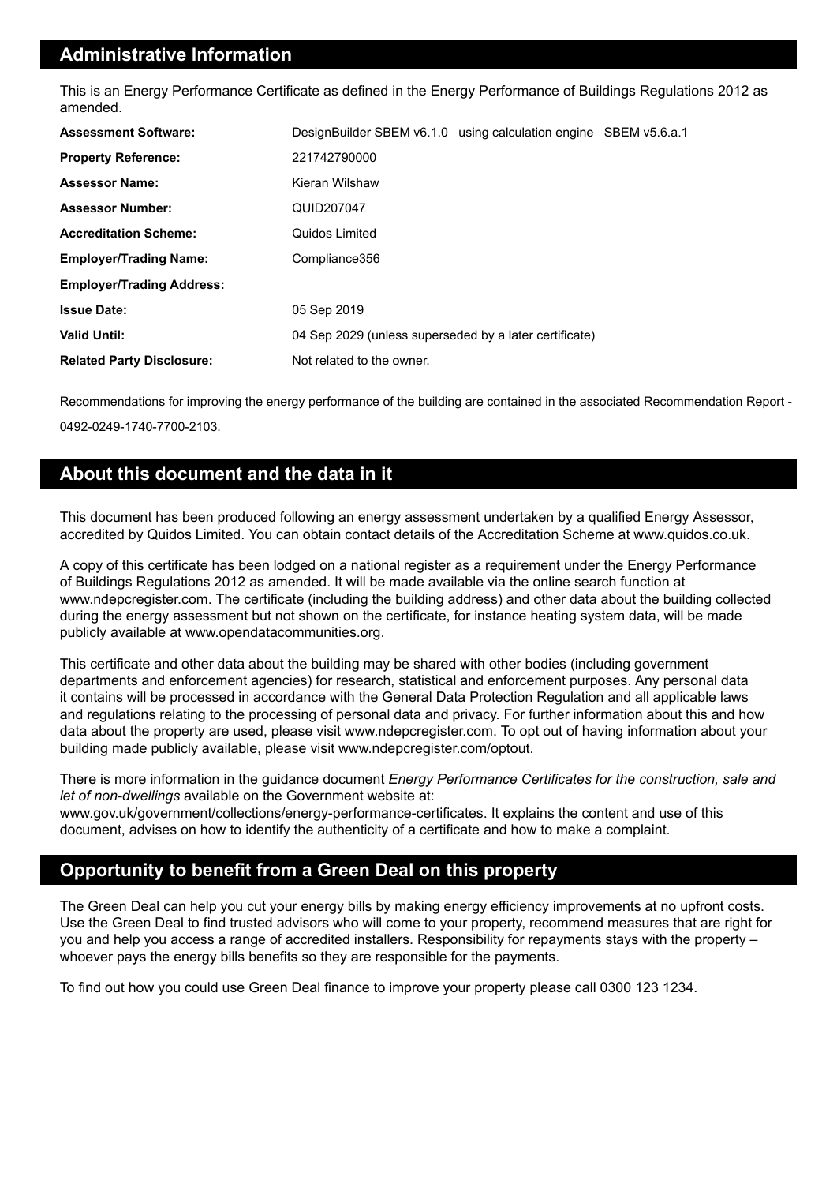## Administrative Information

This is an Energy Performance Certificate as defined in the Energy Performance of Buildings Regulations 2012 as amended.

| | |
|---|---|
| **Assessment Software:** | DesignBuilder SBEM v6.1.0 using calculation engine SBEM v5.6.a.1 |
| **Property Reference:** | 221742790000 |
| **Assessor Name:** | Kieran Wilshaw |
| **Assessor Number:** | QUID207047 |
| **Accreditation Scheme:** | Quidos Limited |
| **Employer/Trading Name:** | Compliance356 |
| **Employer/Trading Address:** | |
| **Issue Date:** | 05 Sep 2019 |
| **Valid Until:** | 04 Sep 2029 (unless superseded by a later certificate) |
| **Related Party Disclosure:** | Not related to the owner. |

Recommendations for improving the energy performance of the building are contained in the associated Recommendation Report - 0492-0249-1740-7700-2103.

## About this document and the data in it

This document has been produced following an energy assessment undertaken by a qualified Energy Assessor, accredited by Quidos Limited. You can obtain contact details of the Accreditation Scheme at www.quidos.co.uk.

A copy of this certificate has been lodged on a national register as a requirement under the Energy Performance of Buildings Regulations 2012 as amended. It will be made available via the online search function at www.ndepcregister.com. The certificate (including the building address) and other data about the building collected during the energy assessment but not shown on the certificate, for instance heating system data, will be made publicly available at www.opendatacommunities.org.

This certificate and other data about the building may be shared with other bodies (including government departments and enforcement agencies) for research, statistical and enforcement purposes. Any personal data it contains will be processed in accordance with the General Data Protection Regulation and all applicable laws and regulations relating to the processing of personal data and privacy. For further information about this and how data about the property are used, please visit www.ndepcregister.com. To opt out of having information about your building made publicly available, please visit www.ndepcregister.com/optout.

There is more information in the guidance document *Energy Performance Certificates for the construction, sale and let of non-dwellings* available on the Government website at: www.gov.uk/government/collections/energy-performance-certificates. It explains the content and use of this document, advises on how to identify the authenticity of a certificate and how to make a complaint.

## Opportunity to benefit from a Green Deal on this property

The Green Deal can help you cut your energy bills by making energy efficiency improvements at no upfront costs. Use the Green Deal to find trusted advisors who will come to your property, recommend measures that are right for you and help you access a range of accredited installers. Responsibility for repayments stays with the property – whoever pays the energy bills benefits so they are responsible for the payments.

To find out how you could use Green Deal finance to improve your property please call 0300 123 1234.